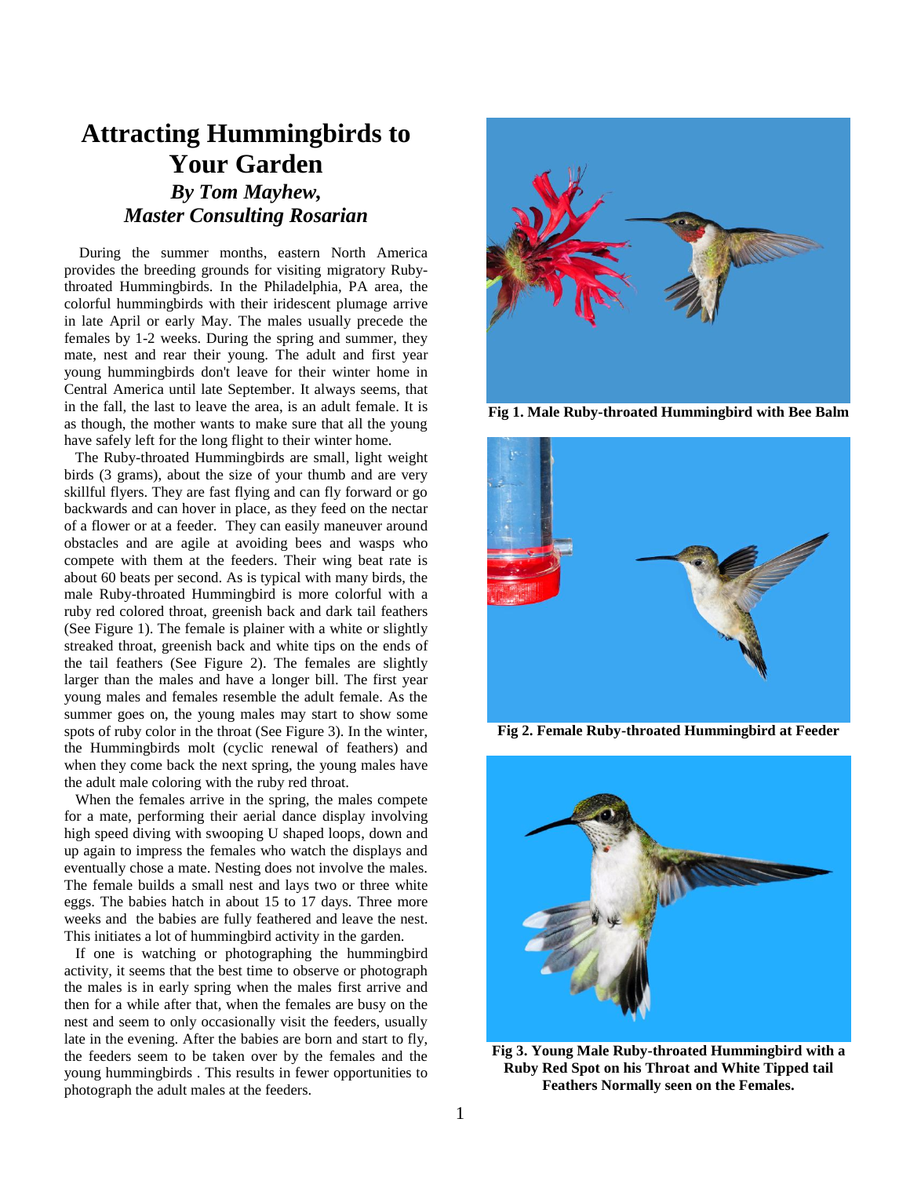# Attracting Hummingbirds to Your Garden

***By Tom Mayhew, Master Consulting Rosarian***

During the summer months, eastern North America provides the breeding grounds for visiting migratory Ruby-throated Hummingbirds. In the Philadelphia, PA area, the colorful hummingbirds with their iridescent plumage arrive in late April or early May. The males usually precede the females by 1-2 weeks. During the spring and summer, they mate, nest and rear their young. The adult and first year young hummingbirds don't leave for their winter home in Central America until late September. It always seems, that in the fall, the last to leave the area, is an adult female. It is as though, the mother wants to make sure that all the young have safely left for the long flight to their winter home.

The Ruby-throated Hummingbirds are small, light weight birds (3 grams), about the size of your thumb and are very skillful flyers. They are fast flying and can fly forward or go backwards and can hover in place, as they feed on the nectar of a flower or at a feeder. They can easily maneuver around obstacles and are agile at avoiding bees and wasps who compete with them at the feeders. Their wing beat rate is about 60 beats per second. As is typical with many birds, the male Ruby-throated Hummingbird is more colorful with a ruby red colored throat, greenish back and dark tail feathers (See Figure 1). The female is plainer with a white or slightly streaked throat, greenish back and white tips on the ends of the tail feathers (See Figure 2). The females are slightly larger than the males and have a longer bill. The first year young males and females resemble the adult female. As the summer goes on, the young males may start to show some spots of ruby color in the throat (See Figure 3). In the winter, the Hummingbirds molt (cyclic renewal of feathers) and when they come back the next spring, the young males have the adult male coloring with the ruby red throat.

When the females arrive in the spring, the males compete for a mate, performing their aerial dance display involving high speed diving with swooping U shaped loops, down and up again to impress the females who watch the displays and eventually chose a mate. Nesting does not involve the males. The female builds a small nest and lays two or three white eggs. The babies hatch in about 15 to 17 days. Three more weeks and the babies are fully feathered and leave the nest. This initiates a lot of hummingbird activity in the garden.

If one is watching or photographing the hummingbird activity, it seems that the best time to observe or photograph the males is in early spring when the males first arrive and then for a while after that, when the females are busy on the nest and seem to only occasionally visit the feeders, usually late in the evening. After the babies are born and start to fly, the feeders seem to be taken over by the females and the young hummingbirds . This results in fewer opportunities to photograph the adult males at the feeders.

**Fig 1. Male Ruby-throated Hummingbird with Bee Balm**

**Fig 2. Female Ruby-throated Hummingbird at Feeder**

**Fig 3. Young Male Ruby-throated Hummingbird with a Ruby Red Spot on his Throat and White Tipped tail Feathers Normally seen on the Females.**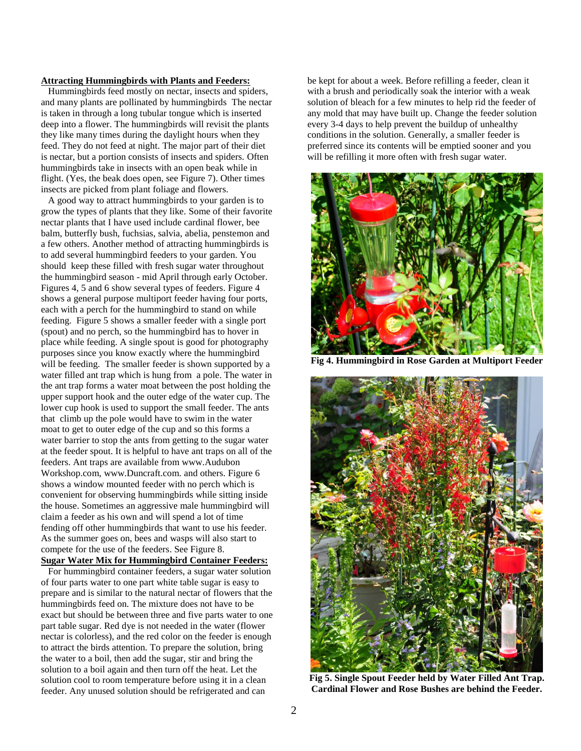**Attracting Hummingbirds with Plants and Feeders:**

Hummingbirds feed mostly on nectar, insects and spiders, and many plants are pollinated by hummingbirds The nectar is taken in through a long tubular tongue which is inserted deep into a flower. The hummingbirds will revisit the plants they like many times during the daylight hours when they feed. They do not feed at night. The major part of their diet is nectar, but a portion consists of insects and spiders. Often hummingbirds take in insects with an open beak while in flight. (Yes, the beak does open, see Figure 7). Other times insects are picked from plant foliage and flowers.

A good way to attract hummingbirds to your garden is to grow the types of plants that they like. Some of their favorite nectar plants that I have used include cardinal flower, bee balm, butterfly bush, fuchsias, salvia, abelia, penstemon and a few others. Another method of attracting hummingbirds is to add several hummingbird feeders to your garden. You should keep these filled with fresh sugar water throughout the hummingbird season - mid April through early October. Figures 4, 5 and 6 show several types of feeders. Figure 4 shows a general purpose multiport feeder having four ports, each with a perch for the hummingbird to stand on while feeding. Figure 5 shows a smaller feeder with a single port (spout) and no perch, so the hummingbird has to hover in place while feeding. A single spout is good for photography purposes since you know exactly where the hummingbird will be feeding. The smaller feeder is shown supported by a water filled ant trap which is hung from a pole. The water in the ant trap forms a water moat between the post holding the upper support hook and the outer edge of the water cup. The lower cup hook is used to support the small feeder. The ants that climb up the pole would have to swim in the water moat to get to outer edge of the cup and so this forms a water barrier to stop the ants from getting to the sugar water at the feeder spout. It is helpful to have ant traps on all of the feeders. Ant traps are available from www.Audubon Workshop.com, www.Duncraft.com. and others. Figure 6 shows a window mounted feeder with no perch which is convenient for observing hummingbirds while sitting inside the house. Sometimes an aggressive male hummingbird will claim a feeder as his own and will spend a lot of time fending off other hummingbirds that want to use his feeder. As the summer goes on, bees and wasps will also start to compete for the use of the feeders. See Figure 8.

**Sugar Water Mix for Hummingbird Container Feeders:**

For hummingbird container feeders, a sugar water solution of four parts water to one part white table sugar is easy to prepare and is similar to the natural nectar of flowers that the hummingbirds feed on. The mixture does not have to be exact but should be between three and five parts water to one part table sugar. Red dye is not needed in the water (flower nectar is colorless), and the red color on the feeder is enough to attract the birds attention. To prepare the solution, bring the water to a boil, then add the sugar, stir and bring the solution to a boil again and then turn off the heat. Let the solution cool to room temperature before using it in a clean feeder. Any unused solution should be refrigerated and can be kept for about a week. Before refilling a feeder, clean it with a brush and periodically soak the interior with a weak solution of bleach for a few minutes to help rid the feeder of any mold that may have built up. Change the feeder solution every 3-4 days to help prevent the buildup of unhealthy conditions in the solution. Generally, a smaller feeder is preferred since its contents will be emptied sooner and you will be refilling it more often with fresh sugar water.

**Fig 4. Hummingbird in Rose Garden at Multiport Feeder**

**Fig 5. Single Spout Feeder held by Water Filled Ant Trap. Cardinal Flower and Rose Bushes are behind the Feeder.**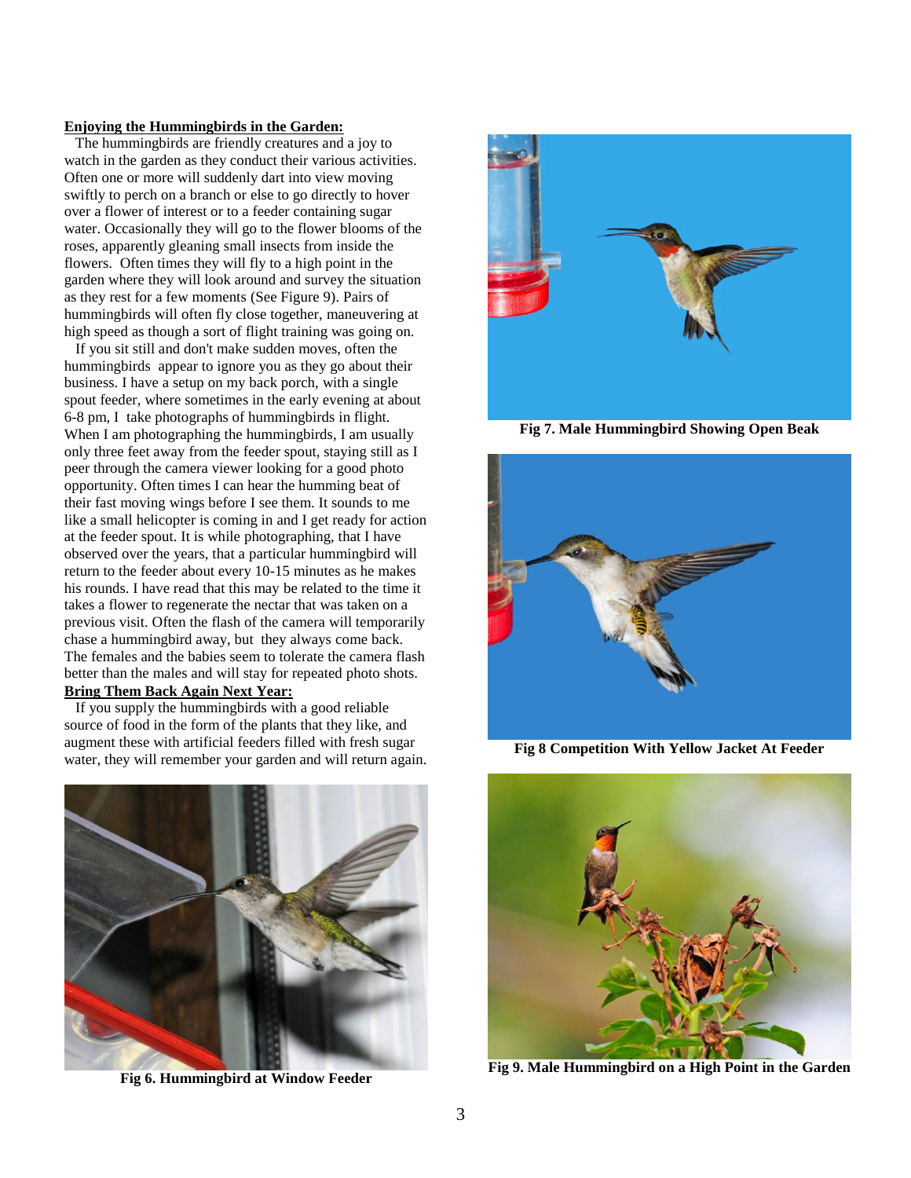**Enjoying the Hummingbirds in the Garden:**

The hummingbirds are friendly creatures and a joy to watch in the garden as they conduct their various activities. Often one or more will suddenly dart into view moving swiftly to perch on a branch or else to go directly to hover over a flower of interest or to a feeder containing sugar water. Occasionally they will go to the flower blooms of the roses, apparently gleaning small insects from inside the flowers. Often times they will fly to a high point in the garden where they will look around and survey the situation as they rest for a few moments (See Figure 9). Pairs of hummingbirds will often fly close together, maneuvering at high speed as though a sort of flight training was going on.

If you sit still and don't make sudden moves, often the hummingbirds appear to ignore you as they go about their business. I have a setup on my back porch, with a single spout feeder, where sometimes in the early evening at about 6-8 pm, I take photographs of hummingbirds in flight. When I am photographing the hummingbirds, I am usually only three feet away from the feeder spout, staying still as I peer through the camera viewer looking for a good photo opportunity. Often times I can hear the humming beat of their fast moving wings before I see them. It sounds to me like a small helicopter is coming in and I get ready for action at the feeder spout. It is while photographing, that I have observed over the years, that a particular hummingbird will return to the feeder about every 10-15 minutes as he makes his rounds. I have read that this may be related to the time it takes a flower to regenerate the nectar that was taken on a previous visit. Often the flash of the camera will temporarily chase a hummingbird away, but they always come back. The females and the babies seem to tolerate the camera flash better than the males and will stay for repeated photo shots.

**Bring Them Back Again Next Year:**

If you supply the hummingbirds with a good reliable source of food in the form of the plants that they like, and augment these with artificial feeders filled with fresh sugar water, they will remember your garden and will return again.

**Fig 6. Hummingbird at Window Feeder**

**Fig 7. Male Hummingbird Showing Open Beak**

**Fig 8 Competition With Yellow Jacket At Feeder**

**Fig 9. Male Hummingbird on a High Point in the Garden**